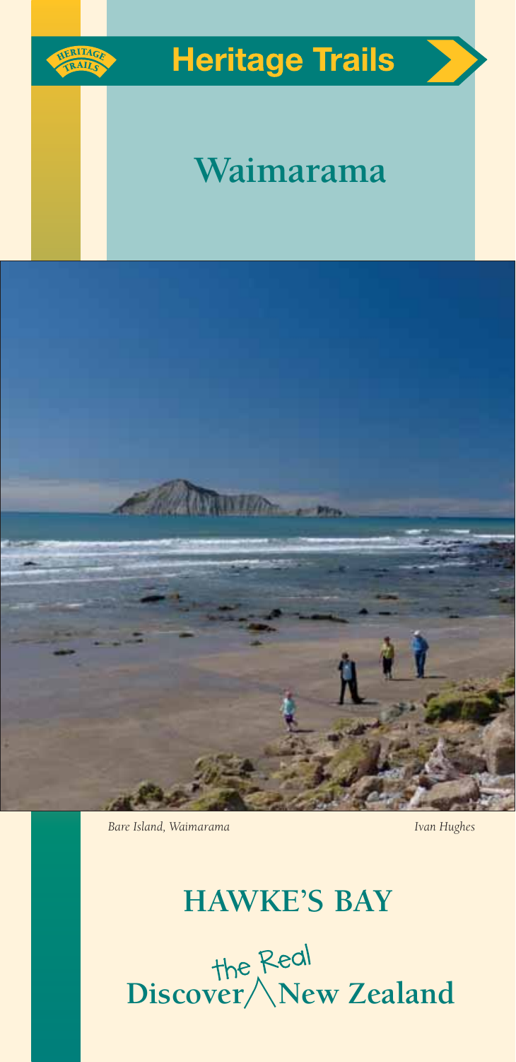Heritage Trails

# Waimarama

*Bare Island, Waimarama* *Ivan Hughes*

## HAWKE'S BAY

**Discover the Real New Zealand**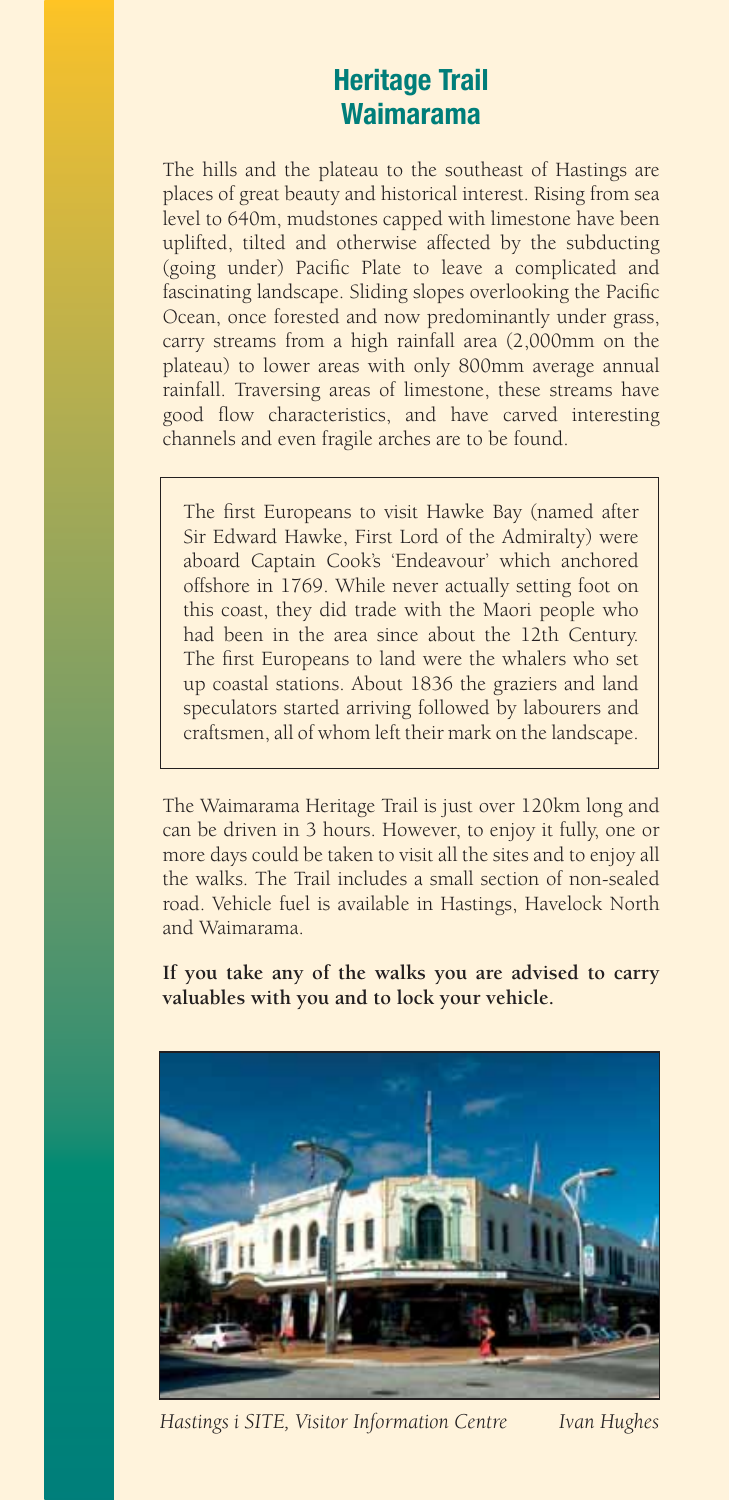# Heritage Trail Waimarama

The hills and the plateau to the southeast of Hastings are places of great beauty and historical interest. Rising from sea level to 640m, mudstones capped with limestone have been uplifted, tilted and otherwise affected by the subducting (going under) Pacific Plate to leave a complicated and fascinating landscape. Sliding slopes overlooking the Pacific Ocean, once forested and now predominantly under grass, carry streams from a high rainfall area (2,000mm on the plateau) to lower areas with only 800mm average annual rainfall. Traversing areas of limestone, these streams have good flow characteristics, and have carved interesting channels and even fragile arches are to be found.

The first Europeans to visit Hawke Bay (named after Sir Edward Hawke, First Lord of the Admiralty) were aboard Captain Cook's 'Endeavour' which anchored offshore in 1769. While never actually setting foot on this coast, they did trade with the Maori people who had been in the area since about the 12th Century. The first Europeans to land were the whalers who set up coastal stations. About 1836 the graziers and land speculators started arriving followed by labourers and craftsmen, all of whom left their mark on the landscape.

The Waimarama Heritage Trail is just over 120km long and can be driven in 3 hours. However, to enjoy it fully, one or more days could be taken to visit all the sites and to enjoy all the walks. The Trail includes a small section of non-sealed road. Vehicle fuel is available in Hastings, Havelock North and Waimarama.

**If you take any of the walks you are advised to carry valuables with you and to lock your vehicle.**

*Hastings i SITE, Visitor Information Centre* *Ivan Hughes*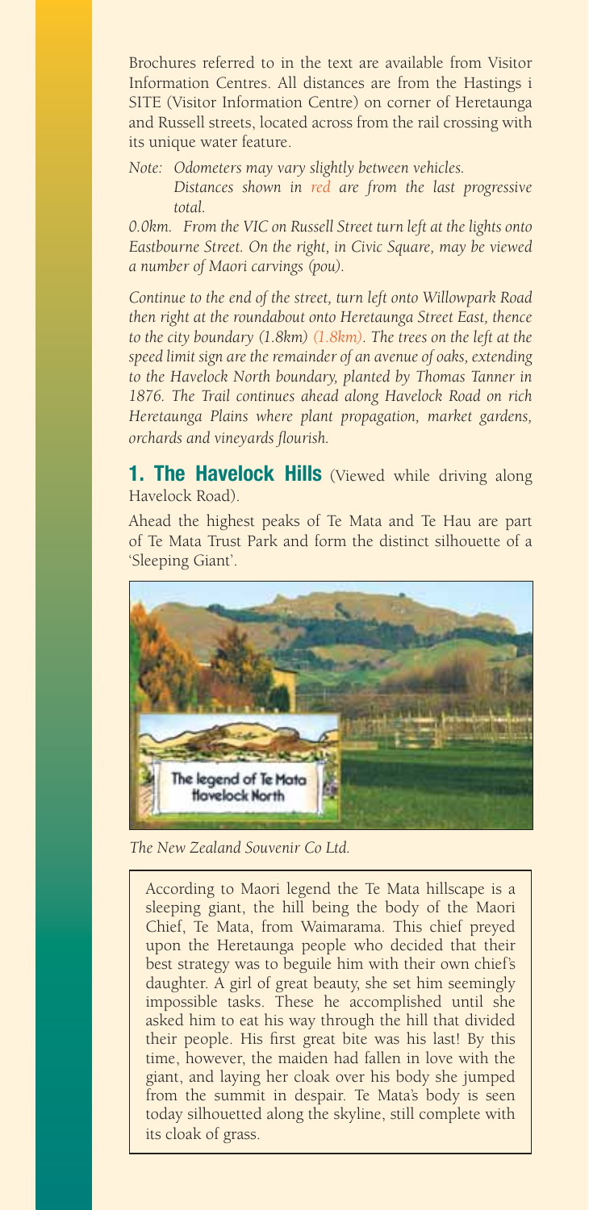Brochures referred to in the text are available from Visitor Information Centres. All distances are from the Hastings i SITE (Visitor Information Centre) on corner of Heretaunga and Russell streets, located across from the rail crossing with its unique water feature.

*Note: Odometers may vary slightly between vehicles.*
*Distances shown in red are from the last progressive total.*

*0.0km. From the VIC on Russell Street turn left at the lights onto Eastbourne Street. On the right, in Civic Square, may be viewed a number of Maori carvings (pou).*

*Continue to the end of the street, turn left onto Willowpark Road then right at the roundabout onto Heretaunga Street East, thence to the city boundary (1.8km) (1.8km). The trees on the left at the speed limit sign are the remainder of an avenue of oaks, extending to the Havelock North boundary, planted by Thomas Tanner in 1876. The Trail continues ahead along Havelock Road on rich Heretaunga Plains where plant propagation, market gardens, orchards and vineyards flourish.*

## 1. The Havelock Hills (Viewed while driving along Havelock Road).

Ahead the highest peaks of Te Mata and Te Hau are part of Te Mata Trust Park and form the distinct silhouette of a 'Sleeping Giant'.

*The New Zealand Souvenir Co Ltd.*

According to Maori legend the Te Mata hillscape is a sleeping giant, the hill being the body of the Maori Chief, Te Mata, from Waimarama. This chief preyed upon the Heretaunga people who decided that their best strategy was to beguile him with their own chief's daughter. A girl of great beauty, she set him seemingly impossible tasks. These he accomplished until she asked him to eat his way through the hill that divided their people. His first great bite was his last! By this time, however, the maiden had fallen in love with the giant, and laying her cloak over his body she jumped from the summit in despair. Te Mata's body is seen today silhouetted along the skyline, still complete with its cloak of grass.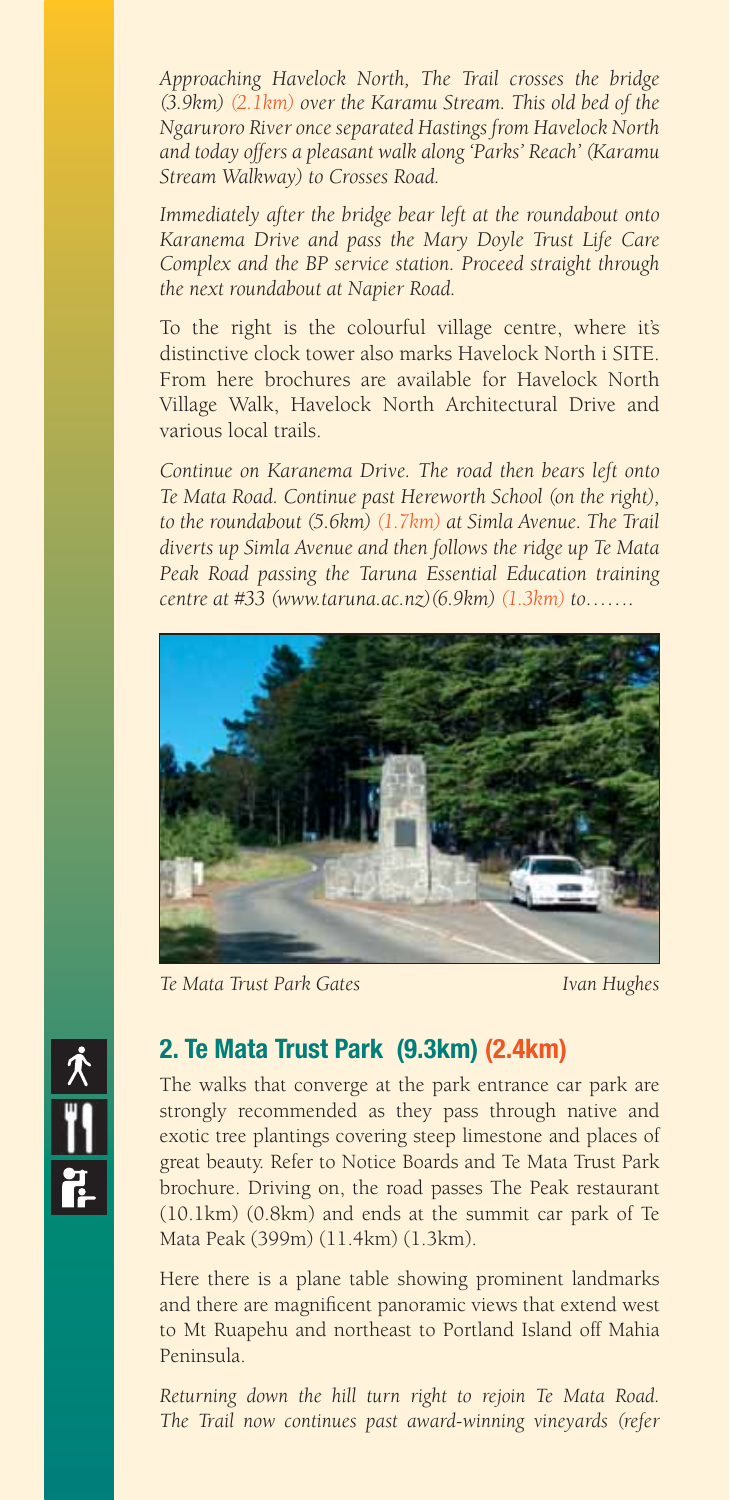*Approaching Havelock North, The Trail crosses the bridge (3.9km) (2.1km) over the Karamu Stream. This old bed of the Ngaruroro River once separated Hastings from Havelock North and today offers a pleasant walk along 'Parks' Reach' (Karamu Stream Walkway) to Crosses Road.*

*Immediately after the bridge bear left at the roundabout onto Karanema Drive and pass the Mary Doyle Trust Life Care Complex and the BP service station. Proceed straight through the next roundabout at Napier Road.*

To the right is the colourful village centre, where it's distinctive clock tower also marks Havelock North i SITE. From here brochures are available for Havelock North Village Walk, Havelock North Architectural Drive and various local trails.

*Continue on Karanema Drive. The road then bears left onto Te Mata Road. Continue past Hereworth School (on the right), to the roundabout (5.6km) (1.7km) at Simla Avenue. The Trail diverts up Simla Avenue and then follows the ridge up Te Mata Peak Road passing the Taruna Essential Education training centre at #33 (www.taruna.ac.nz)(6.9km) (1.3km) to.......*

*Te Mata Trust Park Gates* *Ivan Hughes*

## 2. Te Mata Trust Park (9.3km) (2.4km)

The walks that converge at the park entrance car park are strongly recommended as they pass through native and exotic tree plantings covering steep limestone and places of great beauty. Refer to Notice Boards and Te Mata Trust Park brochure. Driving on, the road passes The Peak restaurant (10.1km) (0.8km) and ends at the summit car park of Te Mata Peak (399m) (11.4km) (1.3km).

Here there is a plane table showing prominent landmarks and there are magnificent panoramic views that extend west to Mt Ruapehu and northeast to Portland Island off Mahia Peninsula.

*Returning down the hill turn right to rejoin Te Mata Road. The Trail now continues past award-winning vineyards (refer*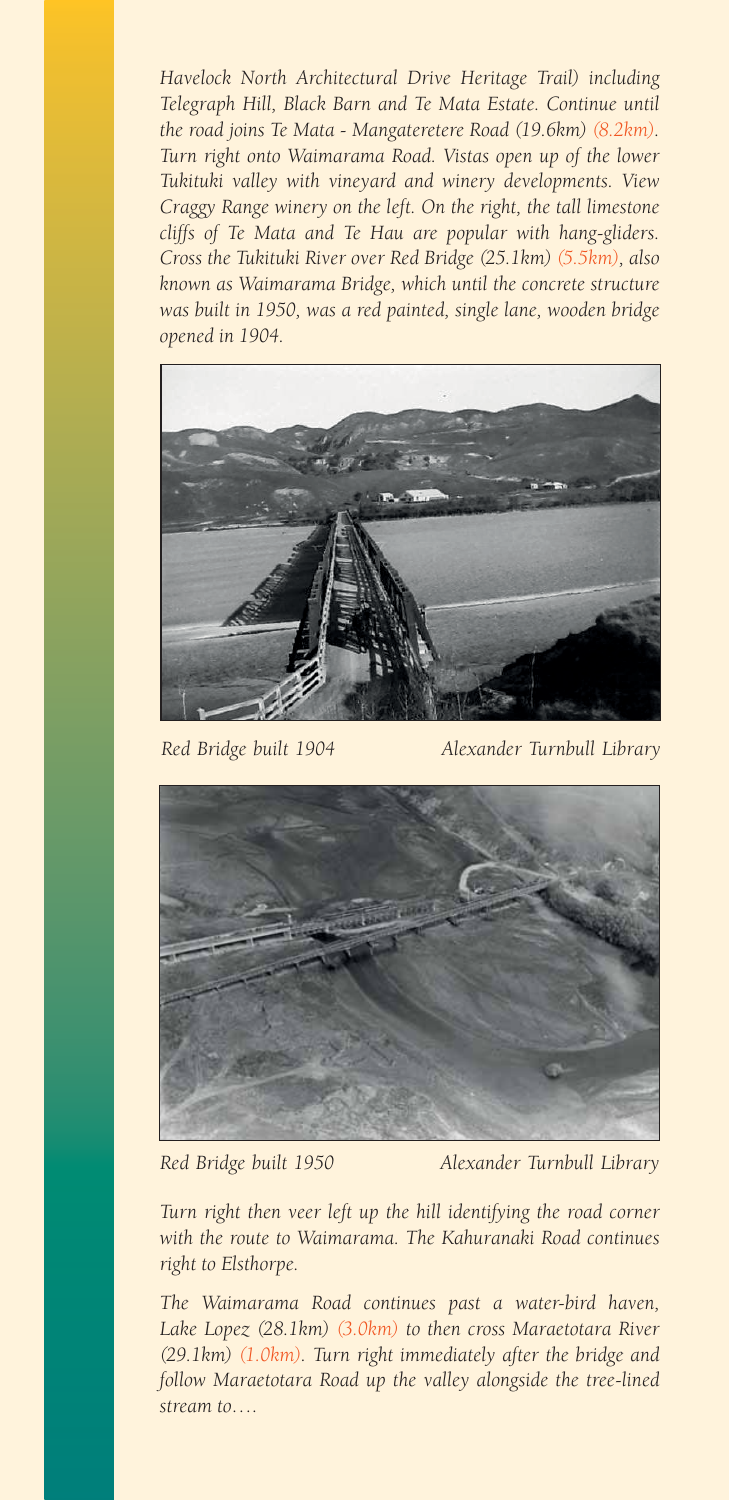*Havelock North Architectural Drive Heritage Trail) including Telegraph Hill, Black Barn and Te Mata Estate. Continue until the road joins Te Mata - Mangateretere Road (19.6km) (8.2km). Turn right onto Waimarama Road. Vistas open up of the lower Tukituki valley with vineyard and winery developments. View Craggy Range winery on the left. On the right, the tall limestone cliffs of Te Mata and Te Hau are popular with hang-gliders. Cross the Tukituki River over Red Bridge (25.1km) (5.5km), also known as Waimarama Bridge, which until the concrete structure was built in 1950, was a red painted, single lane, wooden bridge opened in 1904.*

*Red Bridge built 1904* *Alexander Turnbull Library*

*Red Bridge built 1950* *Alexander Turnbull Library*

*Turn right then veer left up the hill identifying the road corner with the route to Waimarama. The Kahuranaki Road continues right to Elsthorpe.*

*The Waimarama Road continues past a water-bird haven, Lake Lopez (28.1km) (3.0km) to then cross Maraetotara River (29.1km) (1.0km). Turn right immediately after the bridge and follow Maraetotara Road up the valley alongside the tree-lined stream to….*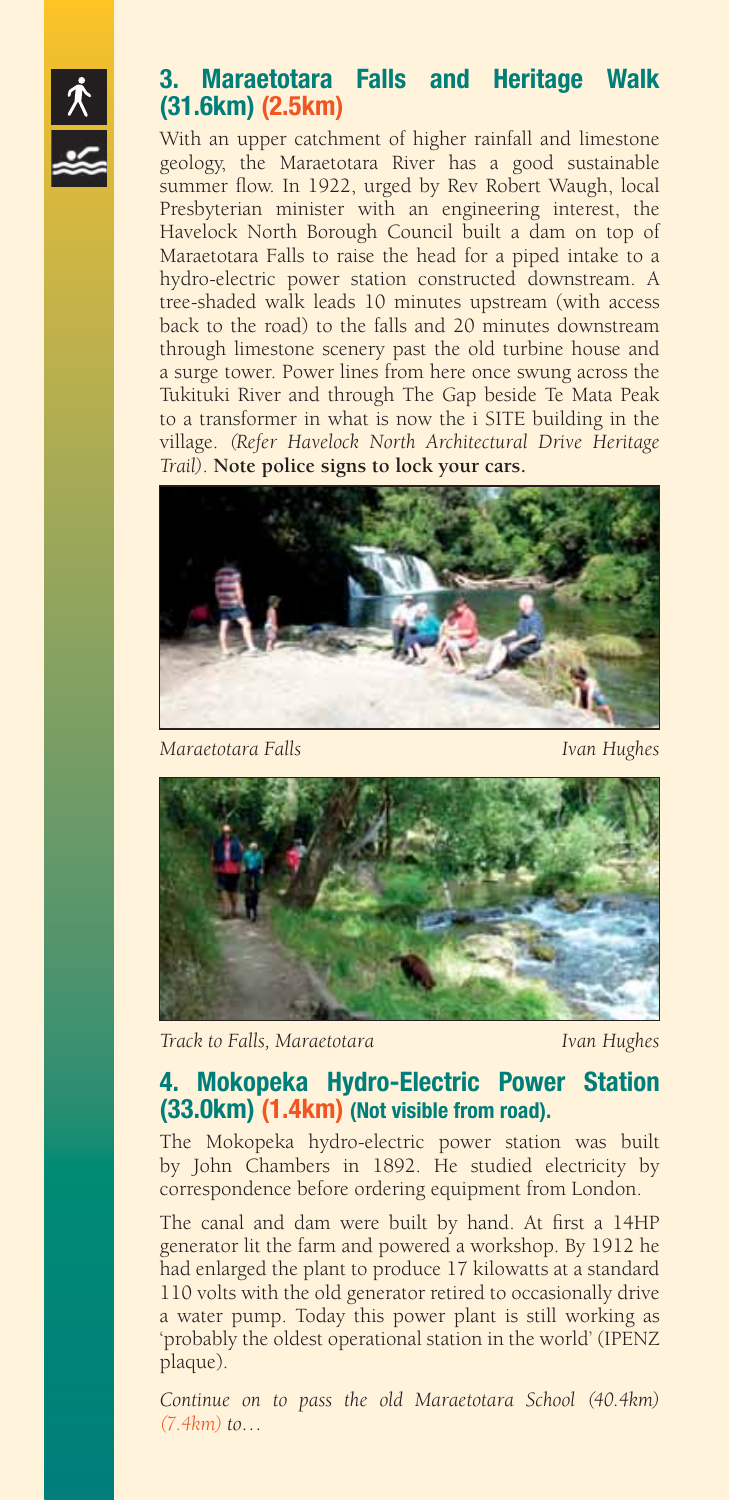## 3. Maraetotara Falls and Heritage Walk (31.6km) (2.5km)

With an upper catchment of higher rainfall and limestone geology, the Maraetotara River has a good sustainable summer flow. In 1922, urged by Rev Robert Waugh, local Presbyterian minister with an engineering interest, the Havelock North Borough Council built a dam on top of Maraetotara Falls to raise the head for a piped intake to a hydro-electric power station constructed downstream. A tree-shaded walk leads 10 minutes upstream (with access back to the road) to the falls and 20 minutes downstream through limestone scenery past the old turbine house and a surge tower. Power lines from here once swung across the Tukituki River and through The Gap beside Te Mata Peak to a transformer in what is now the i SITE building in the village. *(Refer Havelock North Architectural Drive Heritage Trail)*. **Note police signs to lock your cars.**

*Maraetotara Falls* *Ivan Hughes*

*Track to Falls, Maraetotara* *Ivan Hughes*

## 4. Mokopeka Hydro-Electric Power Station (33.0km) (1.4km) (Not visible from road).

The Mokopeka hydro-electric power station was built by John Chambers in 1892. He studied electricity by correspondence before ordering equipment from London.

The canal and dam were built by hand. At first a 14HP generator lit the farm and powered a workshop. By 1912 he had enlarged the plant to produce 17 kilowatts at a standard 110 volts with the old generator retired to occasionally drive a water pump. Today this power plant is still working as 'probably the oldest operational station in the world' (IPENZ plaque).

*Continue on to pass the old Maraetotara School (40.4km) (7.4km) to…*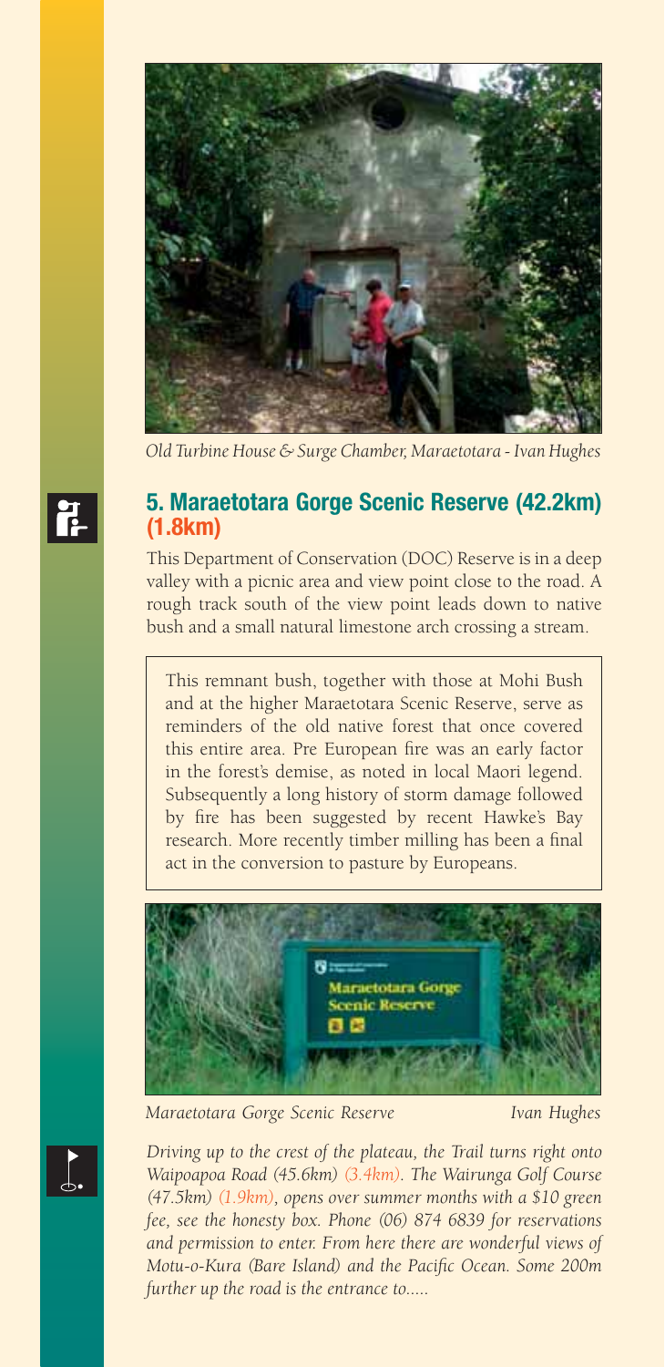*Old Turbine House & Surge Chamber, Maraetotara - Ivan Hughes*

## 5. Maraetotara Gorge Scenic Reserve (42.2km) (1.8km)

This Department of Conservation (DOC) Reserve is in a deep valley with a picnic area and view point close to the road. A rough track south of the view point leads down to native bush and a small natural limestone arch crossing a stream.

> This remnant bush, together with those at Mohi Bush and at the higher Maraetotara Scenic Reserve, serve as reminders of the old native forest that once covered this entire area. Pre European fire was an early factor in the forest's demise, as noted in local Maori legend. Subsequently a long history of storm damage followed by fire has been suggested by recent Hawke's Bay research. More recently timber milling has been a final act in the conversion to pasture by Europeans.

*Maraetotara Gorge Scenic Reserve* *Ivan Hughes*

*Driving up to the crest of the plateau, the Trail turns right onto Waipoapoa Road (45.6km) (3.4km). The Wairunga Golf Course (47.5km) (1.9km), opens over summer months with a $10 green fee, see the honesty box. Phone (06) 874 6839 for reservations and permission to enter. From here there are wonderful views of Motu-o-Kura (Bare Island) and the Pacific Ocean. Some 200m further up the road is the entrance to.....*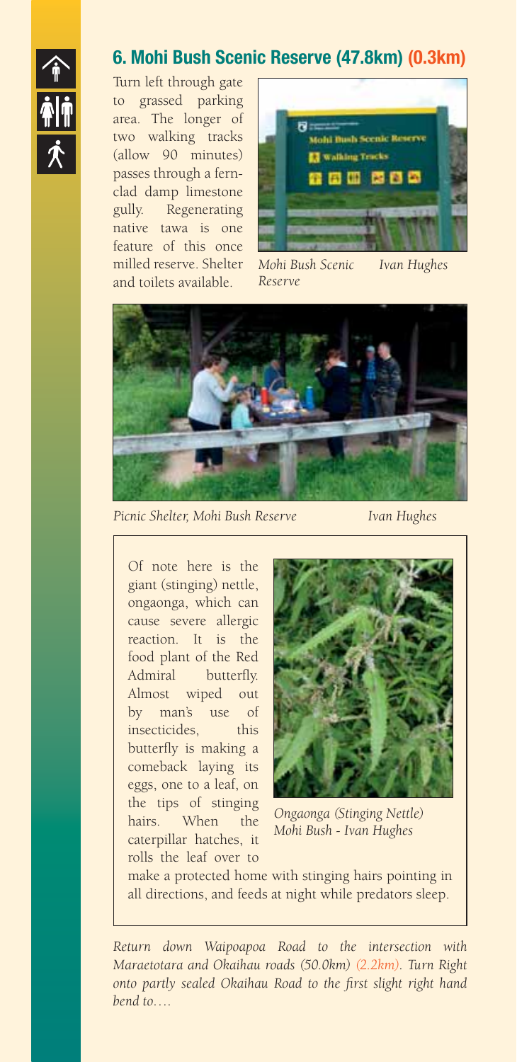## 6. Mohi Bush Scenic Reserve (47.8km) (0.3km)

Turn left through gate to grassed parking area. The longer of two walking tracks (allow 90 minutes) passes through a fern-clad damp limestone gully. Regenerating native tawa is one feature of this once milled reserve. Shelter and toilets available.

*Mohi Bush Scenic Reserve* *Ivan Hughes*

*Picnic Shelter, Mohi Bush Reserve* *Ivan Hughes*

Of note here is the giant (stinging) nettle, ongaonga, which can cause severe allergic reaction. It is the food plant of the Red Admiral butterfly. Almost wiped out by man's use of insecticides, this butterfly is making a comeback laying its eggs, one to a leaf, on the tips of stinging hairs. When the caterpillar hatches, it rolls the leaf over to make a protected home with stinging hairs pointing in all directions, and feeds at night while predators sleep.

*Ongaonga (Stinging Nettle) Mohi Bush - Ivan Hughes*

*Return down Waipoapoa Road to the intersection with Maraetotara and Okaihau roads (50.0km) (2.2km). Turn Right onto partly sealed Okaihau Road to the first slight right hand bend to….*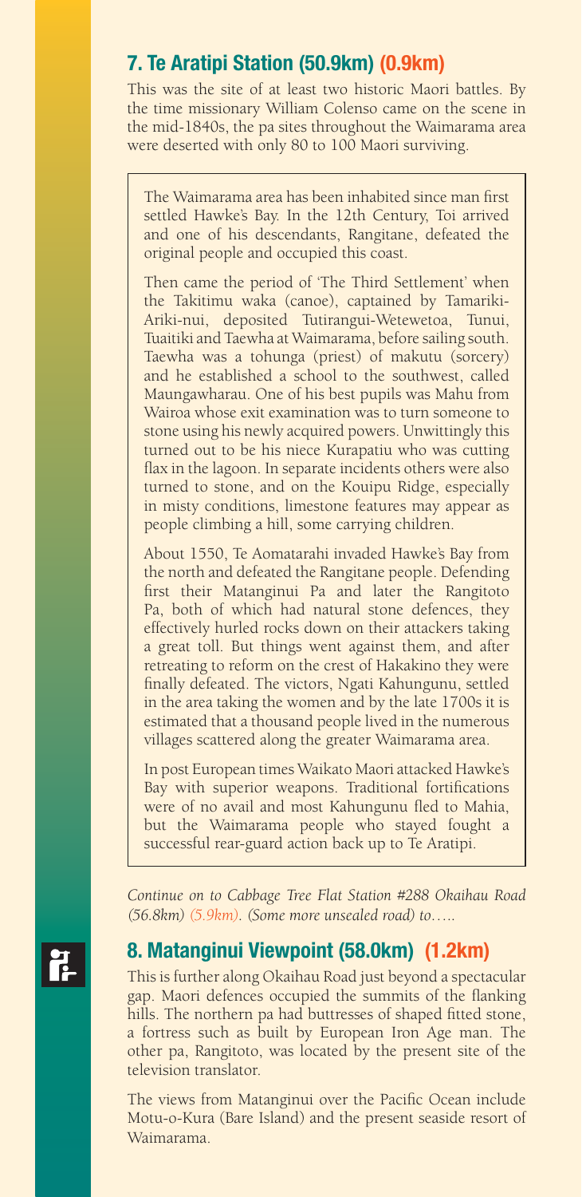## 7. Te Aratipi Station (50.9km) (0.9km)

This was the site of at least two historic Maori battles. By the time missionary William Colenso came on the scene in the mid-1840s, the pa sites throughout the Waimarama area were deserted with only 80 to 100 Maori surviving.

> The Waimarama area has been inhabited since man first settled Hawke's Bay. In the 12th Century, Toi arrived and one of his descendants, Rangitane, defeated the original people and occupied this coast.
>
> Then came the period of 'The Third Settlement' when the Takitimu waka (canoe), captained by Tamariki-Ariki-nui, deposited Tutirangui-Wetewetoa, Tunui, Tuaitiki and Taewha at Waimarama, before sailing south. Taewha was a tohunga (priest) of makutu (sorcery) and he established a school to the southwest, called Maungawharau. One of his best pupils was Mahu from Wairoa whose exit examination was to turn someone to stone using his newly acquired powers. Unwittingly this turned out to be his niece Kurapatiu who was cutting flax in the lagoon. In separate incidents others were also turned to stone, and on the Kouipu Ridge, especially in misty conditions, limestone features may appear as people climbing a hill, some carrying children.
>
> About 1550, Te Aomatarahi invaded Hawke's Bay from the north and defeated the Rangitane people. Defending first their Matanginui Pa and later the Rangitoto Pa, both of which had natural stone defences, they effectively hurled rocks down on their attackers taking a great toll. But things went against them, and after retreating to reform on the crest of Hakakino they were finally defeated. The victors, Ngati Kahungunu, settled in the area taking the women and by the late 1700s it is estimated that a thousand people lived in the numerous villages scattered along the greater Waimarama area.
>
> In post European times Waikato Maori attacked Hawke's Bay with superior weapons. Traditional fortifications were of no avail and most Kahungunu fled to Mahia, but the Waimarama people who stayed fought a successful rear-guard action back up to Te Aratipi.

*Continue on to Cabbage Tree Flat Station #288 Okaihau Road (56.8km) (5.9km). (Some more unsealed road) to…..*

## 8. Matanginui Viewpoint (58.0km) (1.2km)

This is further along Okaihau Road just beyond a spectacular gap. Maori defences occupied the summits of the flanking hills. The northern pa had buttresses of shaped fitted stone, a fortress such as built by European Iron Age man. The other pa, Rangitoto, was located by the present site of the television translator.

The views from Matanginui over the Pacific Ocean include Motu-o-Kura (Bare Island) and the present seaside resort of Waimarama.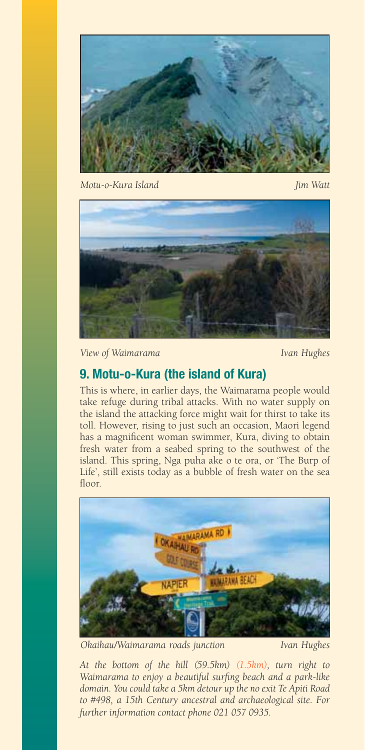*Motu-o-Kura Island* *Jim Watt*

*View of Waimarama* *Ivan Hughes*

## 9. Motu-o-Kura (the island of Kura)

This is where, in earlier days, the Waimarama people would take refuge during tribal attacks. With no water supply on the island the attacking force might wait for thirst to take its toll. However, rising to just such an occasion, Maori legend has a magnificent woman swimmer, Kura, diving to obtain fresh water from a seabed spring to the southwest of the island. This spring, Nga puha ake o te ora, or 'The Burp of Life', still exists today as a bubble of fresh water on the sea floor.

*Okaihau/Waimarama roads junction* *Ivan Hughes*

*At the bottom of the hill (59.5km) (1.5km), turn right to Waimarama to enjoy a beautiful surfing beach and a park-like domain. You could take a 5km detour up the no exit Te Apiti Road to #498, a 15th Century ancestral and archaeological site. For further information contact phone 021 057 0935.*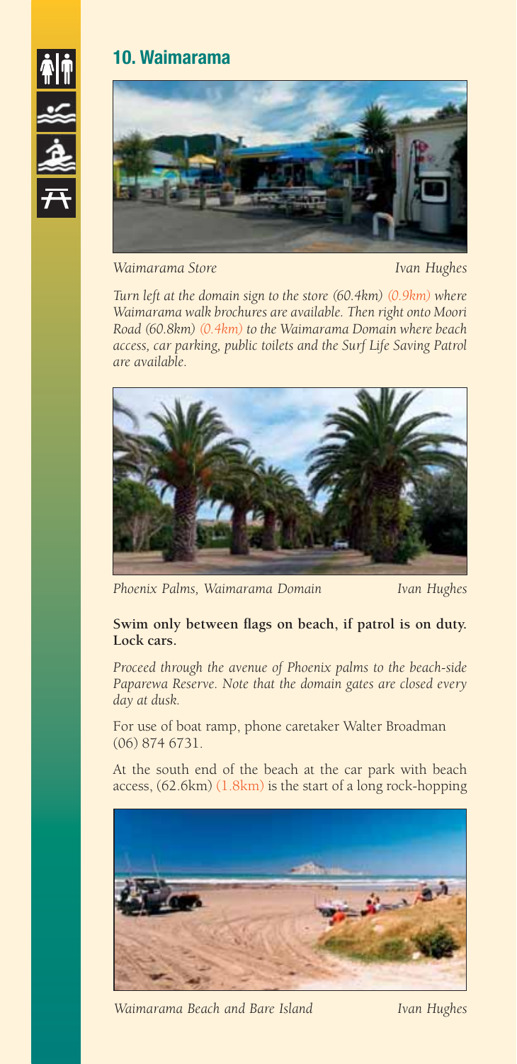## 10. Waimarama

*Waimarama Store* *Ivan Hughes*

*Turn left at the domain sign to the store (60.4km) (0.9km) where Waimarama walk brochures are available. Then right onto Moori Road (60.8km) (0.4km) to the Waimarama Domain where beach access, car parking, public toilets and the Surf Life Saving Patrol are available.*

*Phoenix Palms, Waimarama Domain* *Ivan Hughes*

**Swim only between flags on beach, if patrol is on duty. Lock cars.**

*Proceed through the avenue of Phoenix palms to the beach-side Paparewa Reserve. Note that the domain gates are closed every day at dusk.*

For use of boat ramp, phone caretaker Walter Broadman (06) 874 6731.

At the south end of the beach at the car park with beach access, (62.6km) (1.8km) is the start of a long rock-hopping

*Waimarama Beach and Bare Island* *Ivan Hughes*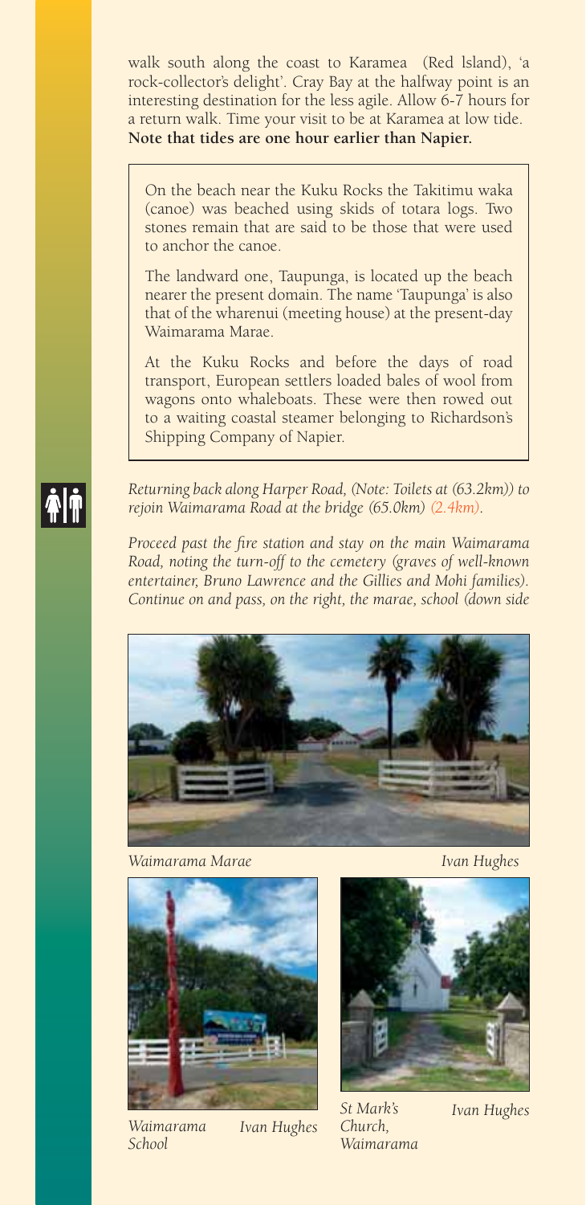walk south along the coast to Karamea (Red lsland), 'a rock-collector's delight'. Cray Bay at the halfway point is an interesting destination for the less agile. Allow 6-7 hours for a return walk. Time your visit to be at Karamea at low tide. **Note that tides are one hour earlier than Napier.**

> On the beach near the Kuku Rocks the Takitimu waka (canoe) was beached using skids of totara logs. Two stones remain that are said to be those that were used to anchor the canoe.
>
> The landward one, Taupunga, is located up the beach nearer the present domain. The name 'Taupunga' is also that of the wharenui (meeting house) at the present-day Waimarama Marae.
>
> At the Kuku Rocks and before the days of road transport, European settlers loaded bales of wool from wagons onto whaleboats. These were then rowed out to a waiting coastal steamer belonging to Richardson's Shipping Company of Napier.

*Returning back along Harper Road, (Note: Toilets at (63.2km)) to rejoin Waimarama Road at the bridge (65.0km) (2.4km).*

*Proceed past the fire station and stay on the main Waimarama Road, noting the turn-off to the cemetery (graves of well-known entertainer, Bruno Lawrence and the Gillies and Mohi families). Continue on and pass, on the right, the marae, school (down side*

*Waimarama Marae* *Ivan Hughes*

*Waimarama School* *Ivan Hughes*

*St Mark's Church, Waimarama* *Ivan Hughes*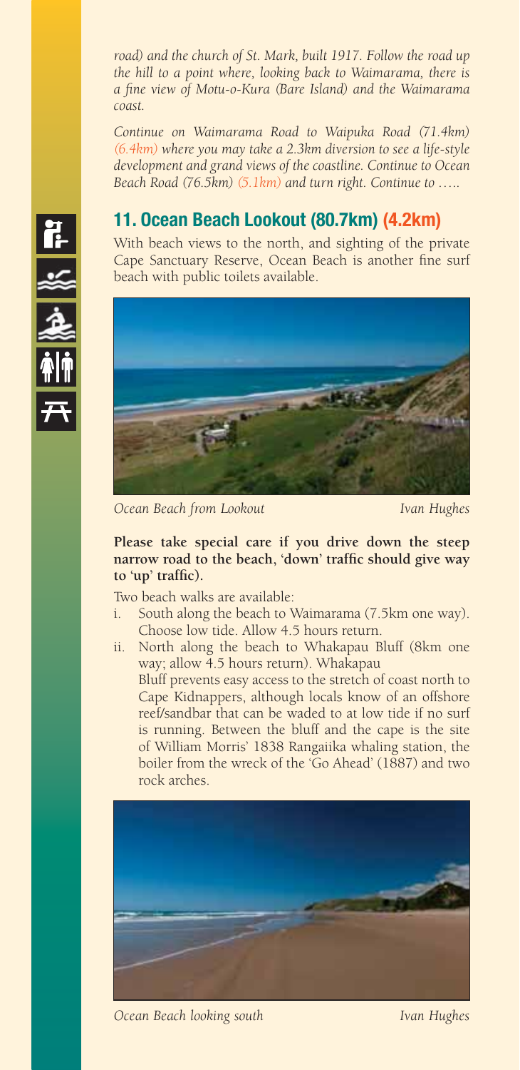*road) and the church of St. Mark, built 1917. Follow the road up the hill to a point where, looking back to Waimarama, there is a fine view of Motu-o-Kura (Bare Island) and the Waimarama coast.*

*Continue on Waimarama Road to Waipuka Road (71.4km) (6.4km) where you may take a 2.3km diversion to see a life-style development and grand views of the coastline. Continue to Ocean Beach Road (76.5km) (5.1km) and turn right. Continue to …..*

## 11. Ocean Beach Lookout (80.7km) (4.2km)

With beach views to the north, and sighting of the private Cape Sanctuary Reserve, Ocean Beach is another fine surf beach with public toilets available.

*Ocean Beach from Lookout* *Ivan Hughes*

**Please take special care if you drive down the steep narrow road to the beach, 'down' traffic should give way to 'up' traffic).**

Two beach walks are available:

i. South along the beach to Waimarama (7.5km one way). Choose low tide. Allow 4.5 hours return.
ii. North along the beach to Whakapau Bluff (8km one way; allow 4.5 hours return). Whakapau Bluff prevents easy access to the stretch of coast north to Cape Kidnappers, although locals know of an offshore reef/sandbar that can be waded to at low tide if no surf is running. Between the bluff and the cape is the site of William Morris' 1838 Rangaiika whaling station, the boiler from the wreck of the 'Go Ahead' (1887) and two rock arches.

*Ocean Beach looking south* *Ivan Hughes*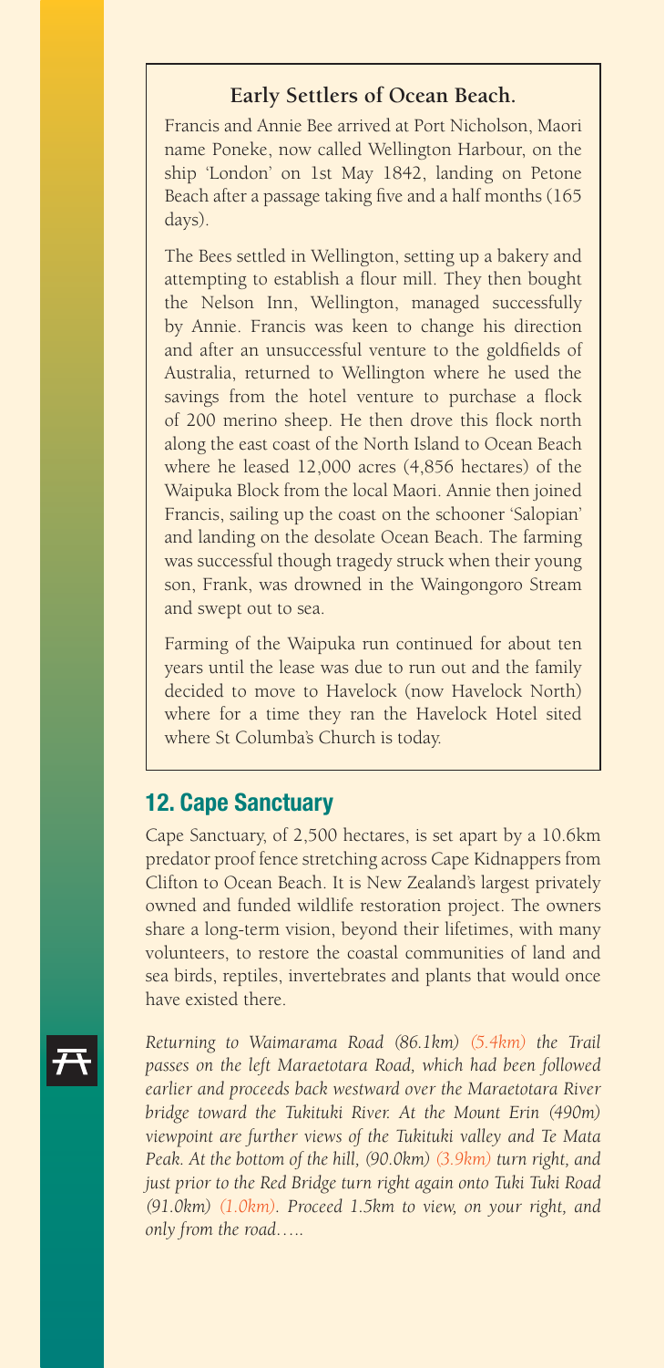### Early Settlers of Ocean Beach.

Francis and Annie Bee arrived at Port Nicholson, Maori name Poneke, now called Wellington Harbour, on the ship 'London' on 1st May 1842, landing on Petone Beach after a passage taking five and a half months (165 days).

The Bees settled in Wellington, setting up a bakery and attempting to establish a flour mill. They then bought the Nelson Inn, Wellington, managed successfully by Annie. Francis was keen to change his direction and after an unsuccessful venture to the goldfields of Australia, returned to Wellington where he used the savings from the hotel venture to purchase a flock of 200 merino sheep. He then drove this flock north along the east coast of the North Island to Ocean Beach where he leased 12,000 acres (4,856 hectares) of the Waipuka Block from the local Maori. Annie then joined Francis, sailing up the coast on the schooner 'Salopian' and landing on the desolate Ocean Beach. The farming was successful though tragedy struck when their young son, Frank, was drowned in the Waingongoro Stream and swept out to sea.

Farming of the Waipuka run continued for about ten years until the lease was due to run out and the family decided to move to Havelock (now Havelock North) where for a time they ran the Havelock Hotel sited where St Columba's Church is today.

## 12. Cape Sanctuary

Cape Sanctuary, of 2,500 hectares, is set apart by a 10.6km predator proof fence stretching across Cape Kidnappers from Clifton to Ocean Beach. It is New Zealand's largest privately owned and funded wildlife restoration project. The owners share a long-term vision, beyond their lifetimes, with many volunteers, to restore the coastal communities of land and sea birds, reptiles, invertebrates and plants that would once have existed there.

*Returning to Waimarama Road (86.1km) (5.4km) the Trail passes on the left Maraetotara Road, which had been followed earlier and proceeds back westward over the Maraetotara River bridge toward the Tukituki River. At the Mount Erin (490m) viewpoint are further views of the Tukituki valley and Te Mata Peak. At the bottom of the hill, (90.0km) (3.9km) turn right, and just prior to the Red Bridge turn right again onto Tuki Tuki Road (91.0km) (1.0km). Proceed 1.5km to view, on your right, and only from the road…..*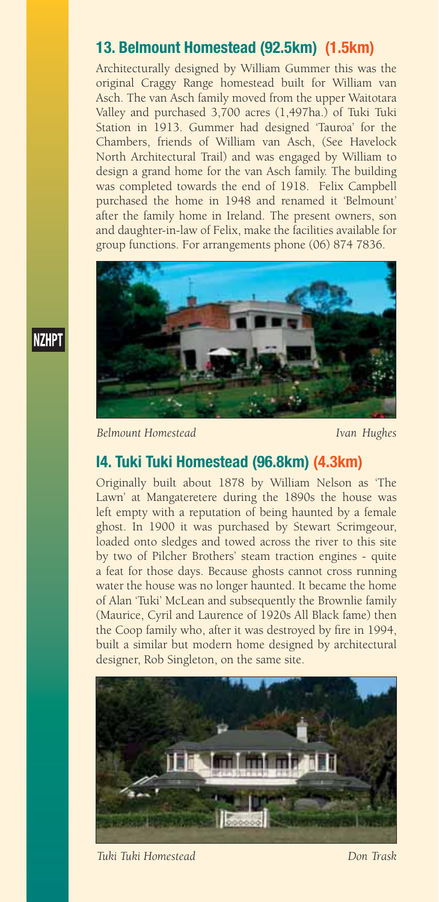## 13. Belmount Homestead (92.5km) (1.5km)

Architecturally designed by William Gummer this was the original Craggy Range homestead built for William van Asch. The van Asch family moved from the upper Waitotara Valley and purchased 3,700 acres (1,497ha.) of Tuki Tuki Station in 1913. Gummer had designed 'Tauroa' for the Chambers, friends of William van Asch, (See Havelock North Architectural Trail) and was engaged by William to design a grand home for the van Asch family. The building was completed towards the end of 1918. Felix Campbell purchased the home in 1948 and renamed it 'Belmount' after the family home in Ireland. The present owners, son and daughter-in-law of Felix, make the facilities available for group functions. For arrangements phone (06) 874 7836.

NZHPT

*Belmount Homestead* *Ivan Hughes*

## 14. Tuki Tuki Homestead (96.8km) (4.3km)

Originally built about 1878 by William Nelson as 'The Lawn' at Mangateretere during the 1890s the house was left empty with a reputation of being haunted by a female ghost. In 1900 it was purchased by Stewart Scrimgeour, loaded onto sledges and towed across the river to this site by two of Pilcher Brothers' steam traction engines - quite a feat for those days. Because ghosts cannot cross running water the house was no longer haunted. It became the home of Alan 'Tuki' McLean and subsequently the Brownlie family (Maurice, Cyril and Laurence of 1920s All Black fame) then the Coop family who, after it was destroyed by fire in 1994, built a similar but modern home designed by architectural designer, Rob Singleton, on the same site.

*Tuki Tuki Homestead* *Don Trask*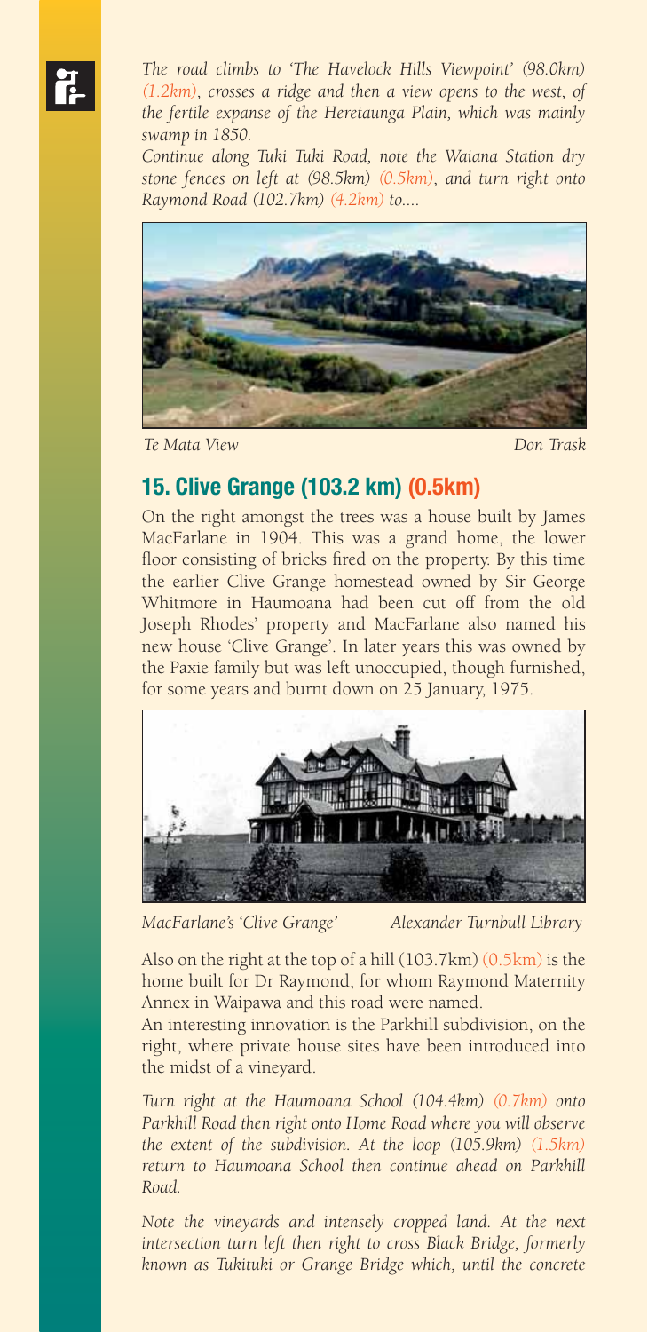*The road climbs to 'The Havelock Hills Viewpoint' (98.0km) (1.2km), crosses a ridge and then a view opens to the west, of the fertile expanse of the Heretaunga Plain, which was mainly swamp in 1850.*

*Continue along Tuki Tuki Road, note the Waiana Station dry stone fences on left at (98.5km) (0.5km), and turn right onto Raymond Road (102.7km) (4.2km) to....*

*Te Mata View* *Don Trask*

## 15. Clive Grange (103.2 km) (0.5km)

On the right amongst the trees was a house built by James MacFarlane in 1904. This was a grand home, the lower floor consisting of bricks fired on the property. By this time the earlier Clive Grange homestead owned by Sir George Whitmore in Haumoana had been cut off from the old Joseph Rhodes' property and MacFarlane also named his new house 'Clive Grange'. In later years this was owned by the Paxie family but was left unoccupied, though furnished, for some years and burnt down on 25 January, 1975.

*MacFarlane's 'Clive Grange'* *Alexander Turnbull Library*

Also on the right at the top of a hill (103.7km) (0.5km) is the home built for Dr Raymond, for whom Raymond Maternity Annex in Waipawa and this road were named.

An interesting innovation is the Parkhill subdivision, on the right, where private house sites have been introduced into the midst of a vineyard.

*Turn right at the Haumoana School (104.4km) (0.7km) onto Parkhill Road then right onto Home Road where you will observe the extent of the subdivision. At the loop (105.9km) (1.5km) return to Haumoana School then continue ahead on Parkhill Road.*

*Note the vineyards and intensely cropped land. At the next intersection turn left then right to cross Black Bridge, formerly known as Tukituki or Grange Bridge which, until the concrete*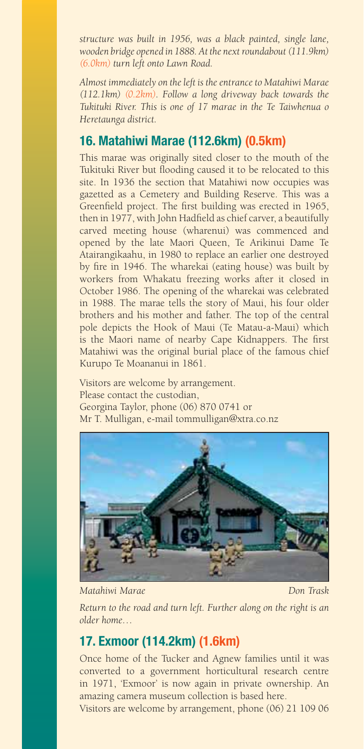*structure was built in 1956, was a black painted, single lane, wooden bridge opened in 1888. At the next roundabout (111.9km) (6.0km) turn left onto Lawn Road.*

*Almost immediately on the left is the entrance to Matahiwi Marae (112.1km) (0.2km). Follow a long driveway back towards the Tukituki River. This is one of 17 marae in the Te Taiwhenua o Heretaunga district.*

## 16. Matahiwi Marae (112.6km) (0.5km)

This marae was originally sited closer to the mouth of the Tukituki River but flooding caused it to be relocated to this site. In 1936 the section that Matahiwi now occupies was gazetted as a Cemetery and Building Reserve. This was a Greenfield project. The first building was erected in 1965, then in 1977, with John Hadfield as chief carver, a beautifully carved meeting house (wharenui) was commenced and opened by the late Maori Queen, Te Arikinui Dame Te Atairangikaahu, in 1980 to replace an earlier one destroyed by fire in 1946. The wharekai (eating house) was built by workers from Whakatu freezing works after it closed in October 1986. The opening of the wharekai was celebrated in 1988. The marae tells the story of Maui, his four older brothers and his mother and father. The top of the central pole depicts the Hook of Maui (Te Matau-a-Maui) which is the Maori name of nearby Cape Kidnappers. The first Matahiwi was the original burial place of the famous chief Kurupo Te Moananui in 1861.

Visitors are welcome by arrangement.
Please contact the custodian,
Georgina Taylor, phone (06) 870 0741 or
Mr T. Mulligan, e-mail tommulligan@xtra.co.nz

*Matahiwi Marae* *Don Trask*

*Return to the road and turn left. Further along on the right is an older home…*

## 17. Exmoor (114.2km) (1.6km)

Once home of the Tucker and Agnew families until it was converted to a government horticultural research centre in 1971, 'Exmoor' is now again in private ownership. An amazing camera museum collection is based here.

Visitors are welcome by arrangement, phone (06) 21 109 06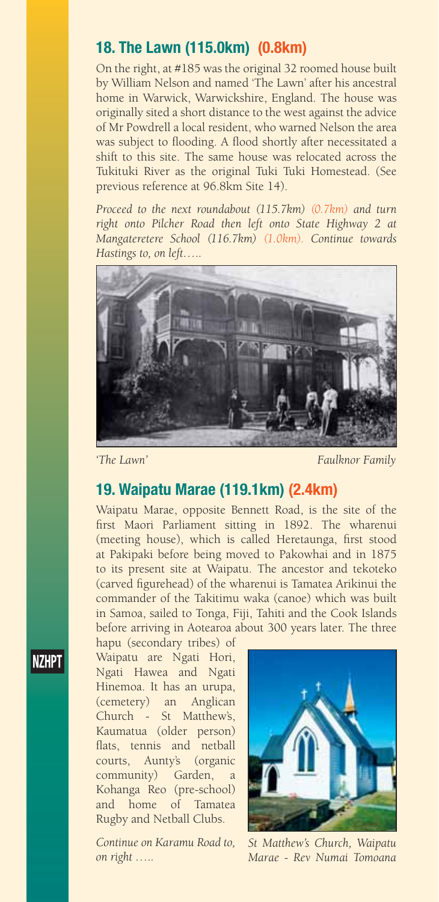## 18. The Lawn (115.0km) (0.8km)

On the right, at #185 was the original 32 roomed house built by William Nelson and named 'The Lawn' after his ancestral home in Warwick, Warwickshire, England. The house was originally sited a short distance to the west against the advice of Mr Powdrell a local resident, who warned Nelson the area was subject to flooding. A flood shortly after necessitated a shift to this site. The same house was relocated across the Tukituki River as the original Tuki Tuki Homestead. (See previous reference at 96.8km Site 14).

*Proceed to the next roundabout (115.7km) (0.7km) and turn right onto Pilcher Road then left onto State Highway 2 at Mangateretere School (116.7km) (1.0km). Continue towards Hastings to, on left…..*

*'The Lawn'* *Faulknor Family*

## 19. Waipatu Marae (119.1km) (2.4km)

Waipatu Marae, opposite Bennett Road, is the site of the first Maori Parliament sitting in 1892. The wharenui (meeting house), which is called Heretaunga, first stood at Pakipaki before being moved to Pakowhai and in 1875 to its present site at Waipatu. The ancestor and tekoteko (carved figurehead) of the wharenui is Tamatea Arikinui the commander of the Takitimu waka (canoe) which was built in Samoa, sailed to Tonga, Fiji, Tahiti and the Cook Islands before arriving in Aotearoa about 300 years later. The three hapu (secondary tribes) of Waipatu are Ngati Hori, Ngati Hawea and Ngati Hinemoa. It has an urupa, (cemetery) an Anglican Church - St Matthew's, Kaumatua (older person) flats, tennis and netball courts, Aunty's (organic community) Garden, a Kohanga Reo (pre-school) and home of Tamatea Rugby and Netball Clubs.

NZHPT

*Continue on Karamu Road to, on right …..*

*St Matthew's Church, Waipatu Marae - Rev Numai Tomoana*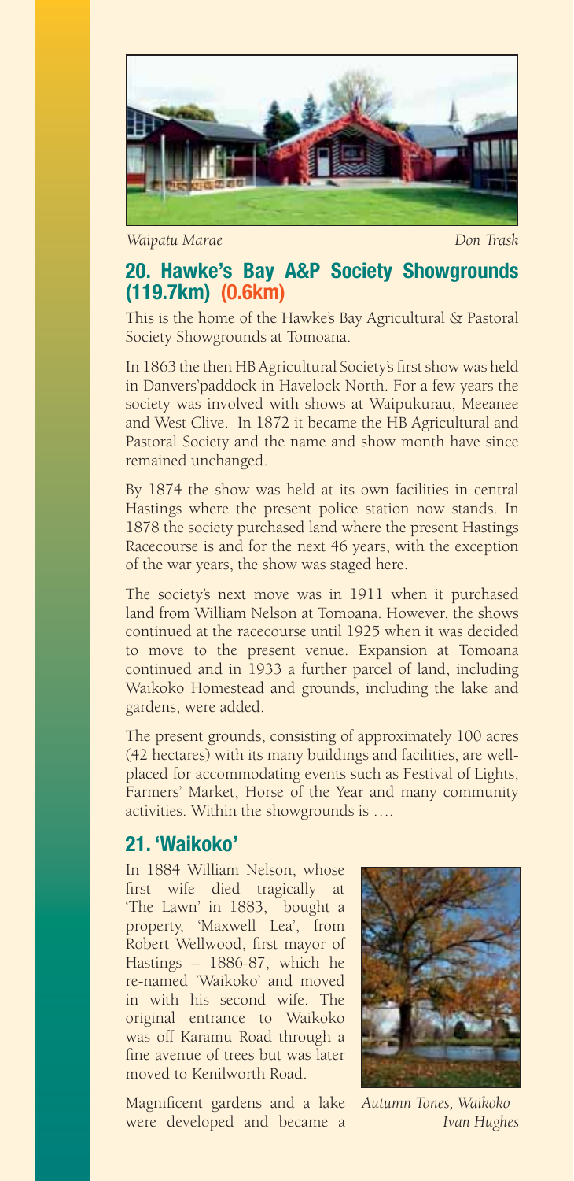*Waipatu Marae* *Don Trask*

## 20. Hawke's Bay A&P Society Showgrounds (119.7km) (0.6km)

This is the home of the Hawke's Bay Agricultural & Pastoral Society Showgrounds at Tomoana.

In 1863 the then HB Agricultural Society's first show was held in Danvers'paddock in Havelock North. For a few years the society was involved with shows at Waipukurau, Meeanee and West Clive. In 1872 it became the HB Agricultural and Pastoral Society and the name and show month have since remained unchanged.

By 1874 the show was held at its own facilities in central Hastings where the present police station now stands. In 1878 the society purchased land where the present Hastings Racecourse is and for the next 46 years, with the exception of the war years, the show was staged here.

The society's next move was in 1911 when it purchased land from William Nelson at Tomoana. However, the shows continued at the racecourse until 1925 when it was decided to move to the present venue. Expansion at Tomoana continued and in 1933 a further parcel of land, including Waikoko Homestead and grounds, including the lake and gardens, were added.

The present grounds, consisting of approximately 100 acres (42 hectares) with its many buildings and facilities, are well-placed for accommodating events such as Festival of Lights, Farmers' Market, Horse of the Year and many community activities. Within the showgrounds is ….

## 21. 'Waikoko'

In 1884 William Nelson, whose first wife died tragically at 'The Lawn' in 1883, bought a property, 'Maxwell Lea', from Robert Wellwood, first mayor of Hastings – 1886-87, which he re-named 'Waikoko' and moved in with his second wife. The original entrance to Waikoko was off Karamu Road through a fine avenue of trees but was later moved to Kenilworth Road.

*Autumn Tones, Waikoko*
*Ivan Hughes*

Magnificent gardens and a lake were developed and became a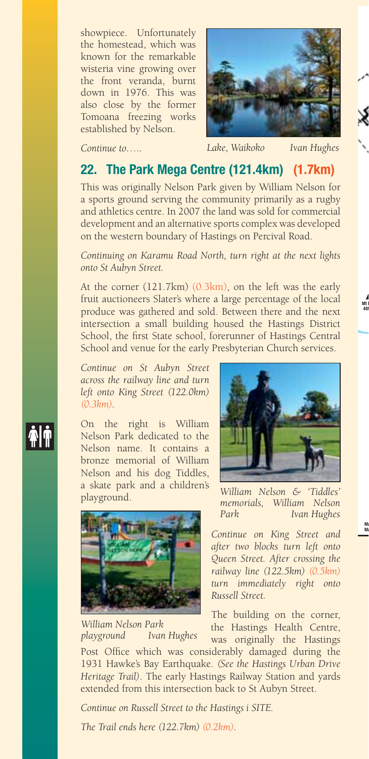showpiece. Unfortunately the homestead, which was known for the remarkable wisteria vine growing over the front veranda, burnt down in 1976. This was also close by the former Tomoana freezing works established by Nelson.

*Lake, Waikoko Ivan Hughes*

*Continue to…..*

## 22. The Park Mega Centre (121.4km) (1.7km)

This was originally Nelson Park given by William Nelson for a sports ground serving the community primarily as a rugby and athletics centre. In 2007 the land was sold for commercial development and an alternative sports complex was developed on the western boundary of Hastings on Percival Road.

*Continuing on Karamu Road North, turn right at the next lights onto St Aubyn Street.*

At the corner (121.7km) (0.3km), on the left was the early fruit auctioneers Slater's where a large percentage of the local produce was gathered and sold. Between there and the next intersection a small building housed the Hastings District School, the first State school, forerunner of Hastings Central School and venue for the early Presbyterian Church services.

*Continue on St Aubyn Street across the railway line and turn left onto King Street (122.0km) (0.3km).*

On the right is William Nelson Park dedicated to the Nelson name. It contains a bronze memorial of William Nelson and his dog Tiddles, a skate park and a children's playground.

*William Nelson & 'Tiddles' memorials, William Nelson Park Ivan Hughes*

*William Nelson Park playground Ivan Hughes*

*Continue on King Street and after two blocks turn left onto Queen Street. After crossing the railway line (122.5km) (0.5km) turn immediately right onto Russell Street.*

The building on the corner, the Hastings Health Centre, was originally the Hastings Post Office which was considerably damaged during the 1931 Hawke's Bay Earthquake. *(See the Hastings Urban Drive Heritage Trail)*. The early Hastings Railway Station and yards extended from this intersection back to St Aubyn Street.

*Continue on Russell Street to the Hastings i SITE.*

*The Trail ends here (122.7km) (0.2km).*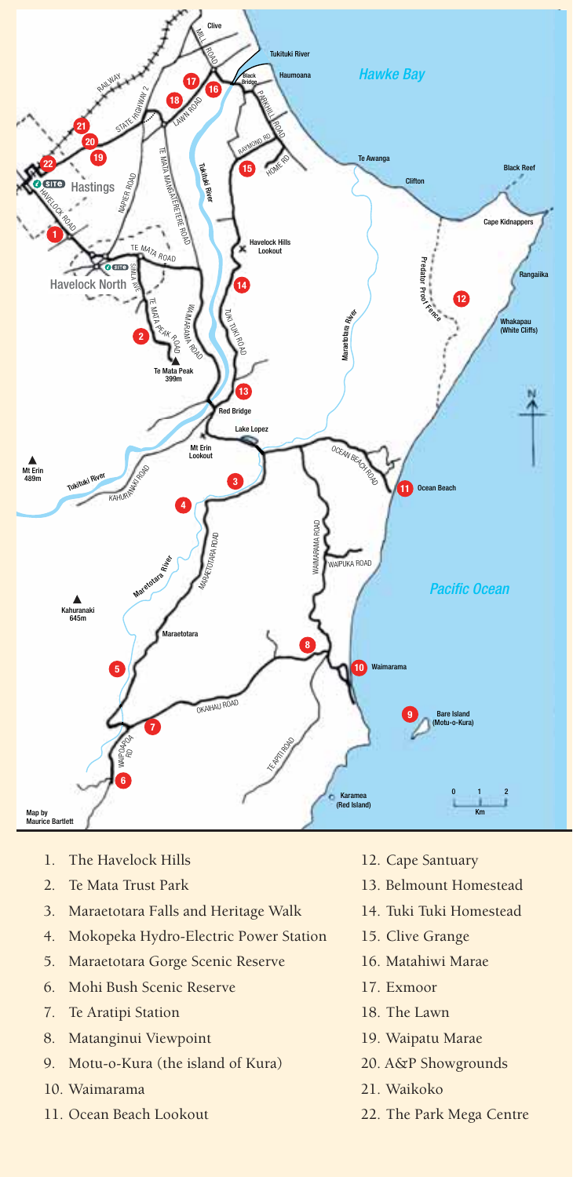Map by Maurice Bartlett

1. The Havelock Hills
2. Te Mata Trust Park
3. Maraetotara Falls and Heritage Walk
4. Mokopeka Hydro-Electric Power Station
5. Maraetotara Gorge Scenic Reserve
6. Mohi Bush Scenic Reserve
7. Te Aratipi Station
8. Matanginui Viewpoint
9. Motu-o-Kura (the island of Kura)
10. Waimarama
11. Ocean Beach Lookout
12. Cape Santuary
13. Belmount Homestead
14. Tuki Tuki Homestead
15. Clive Grange
16. Matahiwi Marae
17. Exmoor
18. The Lawn
19. Waipatu Marae
20. A&P Showgrounds
21. Waikoko
22. The Park Mega Centre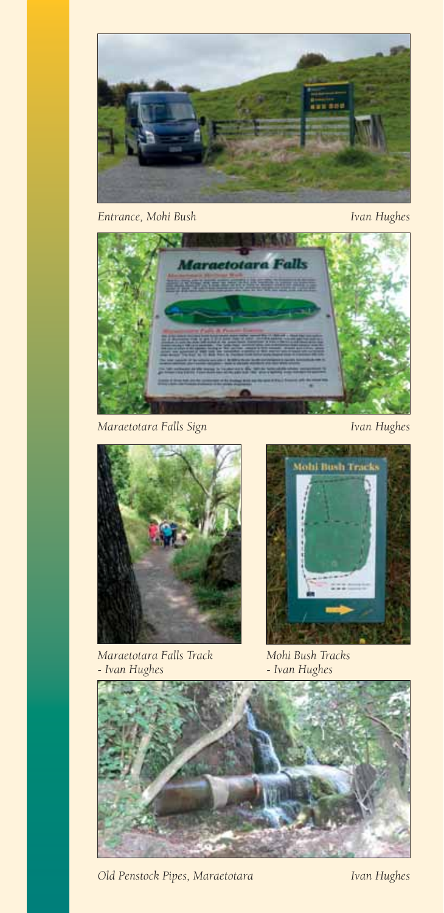Entrance, Mohi Bush — Ivan Hughes

Maraetotara Falls Sign — Ivan Hughes

Maraetotara Falls Track - Ivan Hughes

Mohi Bush Tracks - Ivan Hughes

Old Penstock Pipes, Maraetotara — Ivan Hughes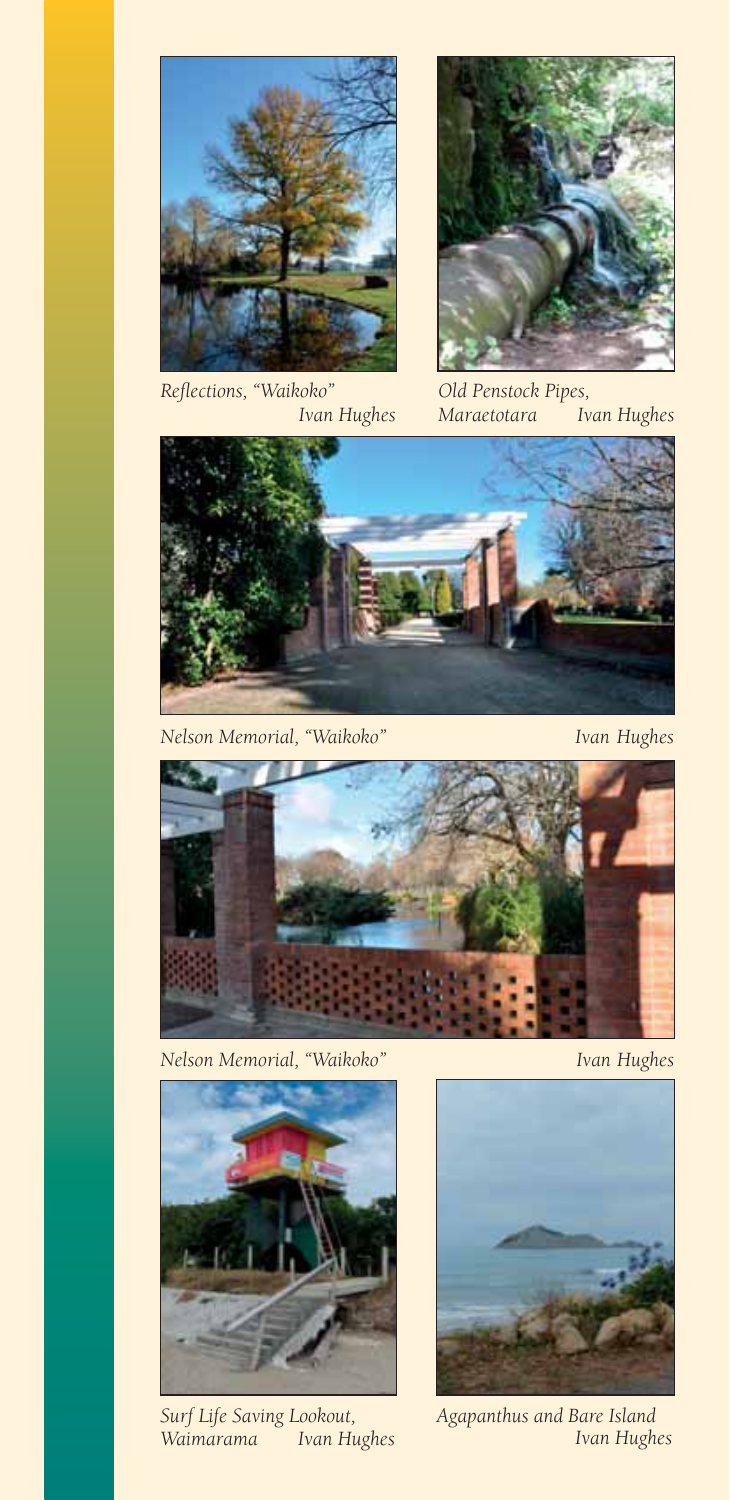*Reflections, "Waikoko"* *Ivan Hughes*

*Old Penstock Pipes, Maraetotara* *Ivan Hughes*

*Nelson Memorial, "Waikoko"* *Ivan Hughes*

*Nelson Memorial, "Waikoko"* *Ivan Hughes*

*Surf Life Saving Lookout, Waimarama* *Ivan Hughes*

*Agapanthus and Bare Island* *Ivan Hughes*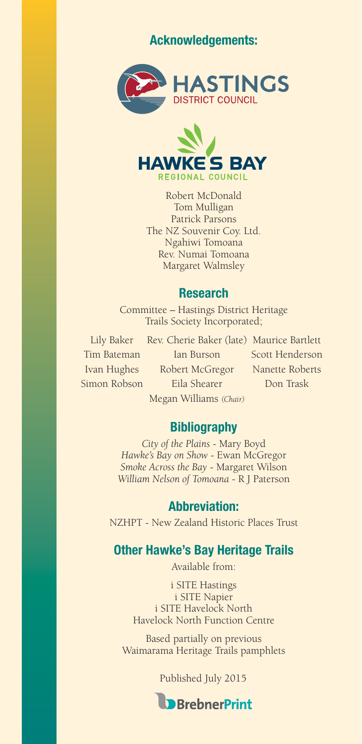## Acknowledgements:

HASTINGS
DISTRICT COUNCIL

HAWKE'S BAY
REGIONAL COUNCIL

Robert McDonald
Tom Mulligan
Patrick Parsons
The NZ Souvenir Coy. Ltd.
Ngahiwi Tomoana
Rev. Numai Tomoana
Margaret Walmsley

## Research

Committee – Hastings District Heritage Trails Society Incorporated;

| | | |
|---|---|---|
| Lily Baker | Rev. Cherie Baker (late) | Maurice Bartlett |
| Tim Bateman | Ian Burson | Scott Henderson |
| Ivan Hughes | Robert McGregor | Nanette Roberts |
| Simon Robson | Eila Shearer | Don Trask |
| | Megan Williams *(Chair)* | |

## Bibliography

*City of the Plains* - Mary Boyd
*Hawke's Bay on Show* - Ewan McGregor
*Smoke Across the Bay* - Margaret Wilson
*William Nelson of Tomoana* - R J Paterson

## Abbreviation:

NZHPT - New Zealand Historic Places Trust

## Other Hawke's Bay Heritage Trails

Available from:

i SITE Hastings
i SITE Napier
i SITE Havelock North
Havelock North Function Centre

Based partially on previous Waimarama Heritage Trails pamphlets

Published July 2015

BrebnerPrint